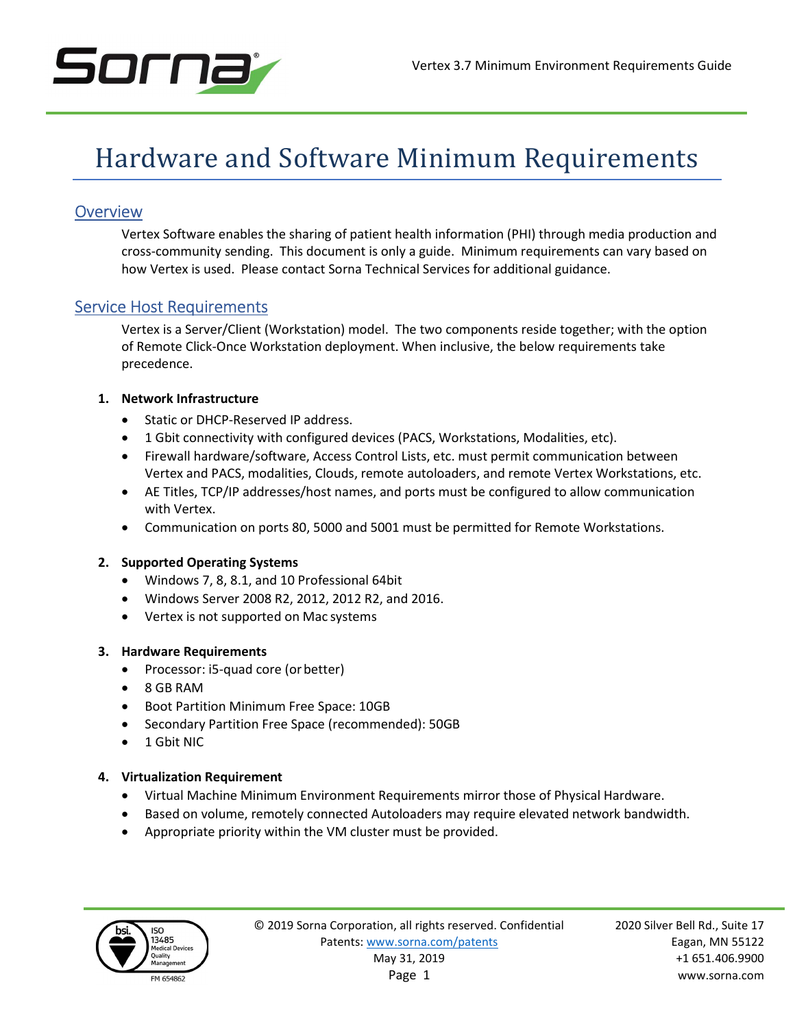# Hardware and Software Minimum Requirements

## Overview

Vertex Software enables the sharing of patient health information (PHI) through media production and cross-community sending. This document is only a guide. Minimum requirements can vary based on how Vertex is used. Please contact Sorna Technical Services for additional guidance.

## Service Host Requirements

Vertex is a Server/Client (Workstation) model. The two components reside together; with the option of Remote Click-Once Workstation deployment. When inclusive, the below requirements take precedence.

1. **Network Infrastructure**
   - Static or DHCP-Reserved IP address.
   - 1 Gbit connectivity with configured devices (PACS, Workstations, Modalities, etc).
   - Firewall hardware/software, Access Control Lists, etc. must permit communication between Vertex and PACS, modalities, Clouds, remote autoloaders, and remote Vertex Workstations, etc.
   - AE Titles, TCP/IP addresses/host names, and ports must be configured to allow communication with Vertex.
   - Communication on ports 80, 5000 and 5001 must be permitted for Remote Workstations.

2. **Supported Operating Systems**
   - Windows 7, 8, 8.1, and 10 Professional 64bit
   - Windows Server 2008 R2, 2012, 2012 R2, and 2016.
   - Vertex is not supported on Mac systems

3. **Hardware Requirements**
   - Processor: i5-quad core (or better)
   - 8 GB RAM
   - Boot Partition Minimum Free Space: 10GB
   - Secondary Partition Free Space (recommended): 50GB
   - 1 Gbit NIC

4. **Virtualization Requirement**
   - Virtual Machine Minimum Environment Requirements mirror those of Physical Hardware.
   - Based on volume, remotely connected Autoloaders may require elevated network bandwidth.
   - Appropriate priority within the VM cluster must be provided.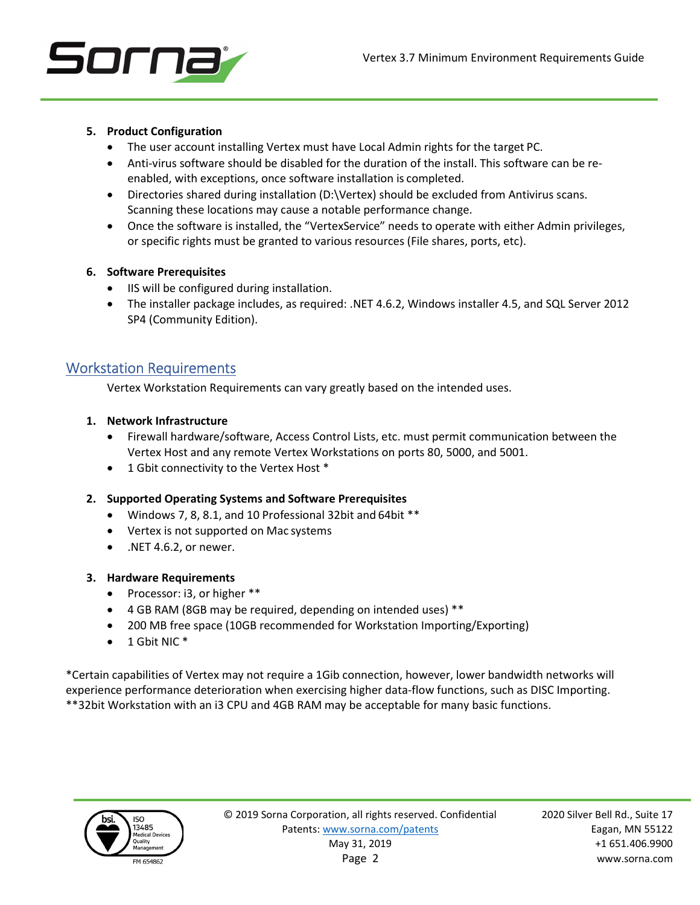5. **Product Configuration**
   - The user account installing Vertex must have Local Admin rights for the target PC.
   - Anti-virus software should be disabled for the duration of the install. This software can be re-enabled, with exceptions, once software installation is completed.
   - Directories shared during installation (D:\Vertex) should be excluded from Antivirus scans. Scanning these locations may cause a notable performance change.
   - Once the software is installed, the "VertexService" needs to operate with either Admin privileges, or specific rights must be granted to various resources (File shares, ports, etc).

6. **Software Prerequisites**
   - IIS will be configured during installation.
   - The installer package includes, as required: .NET 4.6.2, Windows installer 4.5, and SQL Server 2012 SP4 (Community Edition).

## Workstation Requirements

Vertex Workstation Requirements can vary greatly based on the intended uses.

1. **Network Infrastructure**
   - Firewall hardware/software, Access Control Lists, etc. must permit communication between the Vertex Host and any remote Vertex Workstations on ports 80, 5000, and 5001.
   - 1 Gbit connectivity to the Vertex Host *

2. **Supported Operating Systems and Software Prerequisites**
   - Windows 7, 8, 8.1, and 10 Professional 32bit and 64bit **
   - Vertex is not supported on Mac systems
   - .NET 4.6.2, or newer.

3. **Hardware Requirements**
   - Processor: i3, or higher **
   - 4 GB RAM (8GB may be required, depending on intended uses) **
   - 200 MB free space (10GB recommended for Workstation Importing/Exporting)
   - 1 Gbit NIC *

*Certain capabilities of Vertex may not require a 1Gib connection, however, lower bandwidth networks will experience performance deterioration when exercising higher data-flow functions, such as DISC Importing.
**32bit Workstation with an i3 CPU and 4GB RAM may be acceptable for many basic functions.